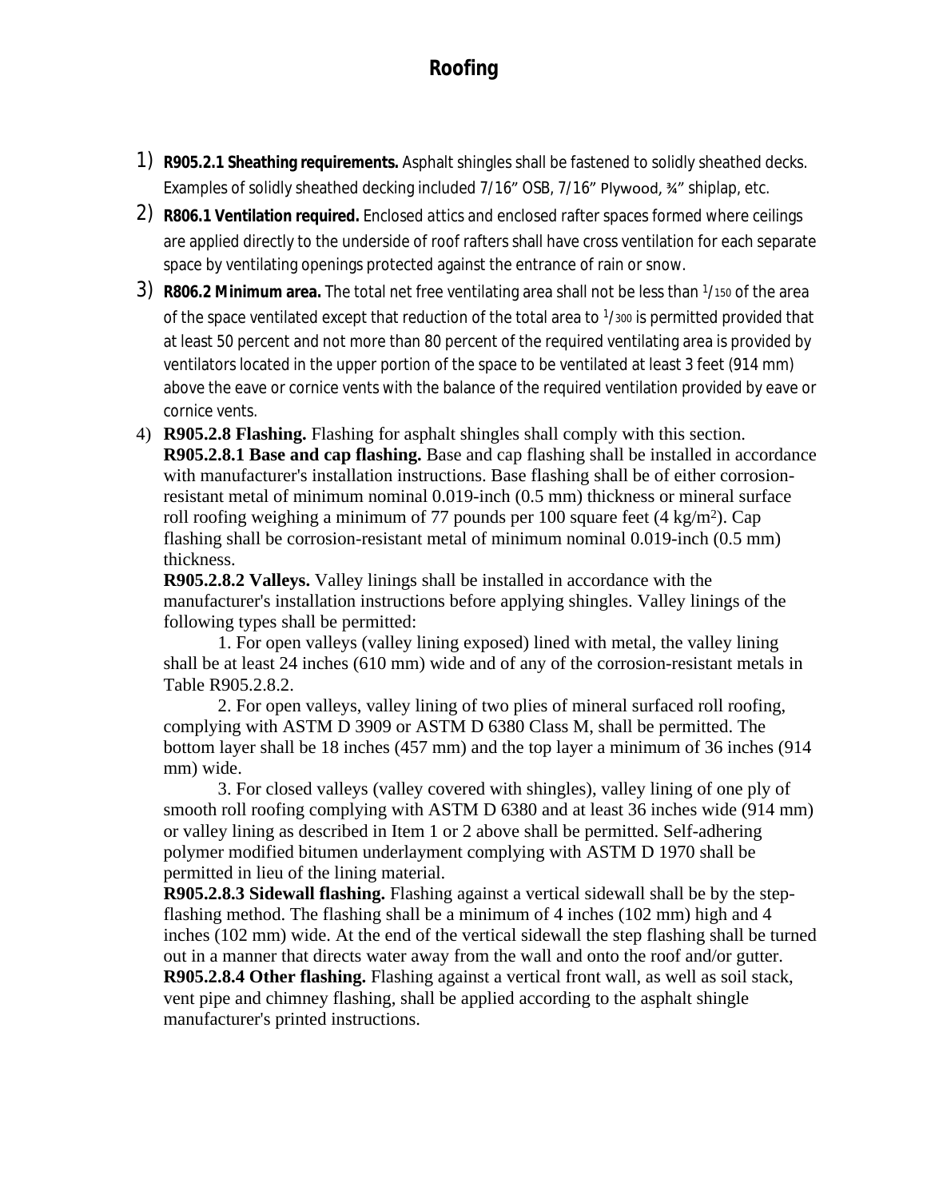# Roofing

1) **R905.2.1 Sheathing requirements.** Asphalt shingles shall be fastened to solidly sheathed decks. Examples of solidly sheathed decking included 7/16" OSB, 7/16" Plywood, ¾" shiplap, etc.

2) **R806.1 Ventilation required.** Enclosed attics and enclosed rafter spaces formed where ceilings are applied directly to the underside of roof rafters shall have cross ventilation for each separate space by ventilating openings protected against the entrance of rain or snow.

3) **R806.2 Minimum area.** The total net free ventilating area shall not be less than $^1/_{150}$ of the area of the space ventilated except that reduction of the total area to $^1/_{300}$ is permitted provided that at least 50 percent and not more than 80 percent of the required ventilating area is provided by ventilators located in the upper portion of the space to be ventilated at least 3 feet (914 mm) above the eave or cornice vents with the balance of the required ventilation provided by eave or cornice vents.

4) **R905.2.8 Flashing.** Flashing for asphalt shingles shall comply with this section.
   **R905.2.8.1 Base and cap flashing.** Base and cap flashing shall be installed in accordance with manufacturer's installation instructions. Base flashing shall be of either corrosion-resistant metal of minimum nominal 0.019-inch (0.5 mm) thickness or mineral surface roll roofing weighing a minimum of 77 pounds per 100 square feet (4 kg/$m^2$). Cap flashing shall be corrosion-resistant metal of minimum nominal 0.019-inch (0.5 mm) thickness.
   **R905.2.8.2 Valleys.** Valley linings shall be installed in accordance with the manufacturer's installation instructions before applying shingles. Valley linings of the following types shall be permitted:
   1. For open valleys (valley lining exposed) lined with metal, the valley lining shall be at least 24 inches (610 mm) wide and of any of the corrosion-resistant metals in Table R905.2.8.2.
   2. For open valleys, valley lining of two plies of mineral surfaced roll roofing, complying with ASTM D 3909 or ASTM D 6380 Class M, shall be permitted. The bottom layer shall be 18 inches (457 mm) and the top layer a minimum of 36 inches (914 mm) wide.
   3. For closed valleys (valley covered with shingles), valley lining of one ply of smooth roll roofing complying with ASTM D 6380 and at least 36 inches wide (914 mm) or valley lining as described in Item 1 or 2 above shall be permitted. Self-adhering polymer modified bitumen underlayment complying with ASTM D 1970 shall be permitted in lieu of the lining material.

   **R905.2.8.3 Sidewall flashing.** Flashing against a vertical sidewall shall be by the step-flashing method. The flashing shall be a minimum of 4 inches (102 mm) high and 4 inches (102 mm) wide. At the end of the vertical sidewall the step flashing shall be turned out in a manner that directs water away from the wall and onto the roof and/or gutter.
   **R905.2.8.4 Other flashing.** Flashing against a vertical front wall, as well as soil stack, vent pipe and chimney flashing, shall be applied according to the asphalt shingle manufacturer's printed instructions.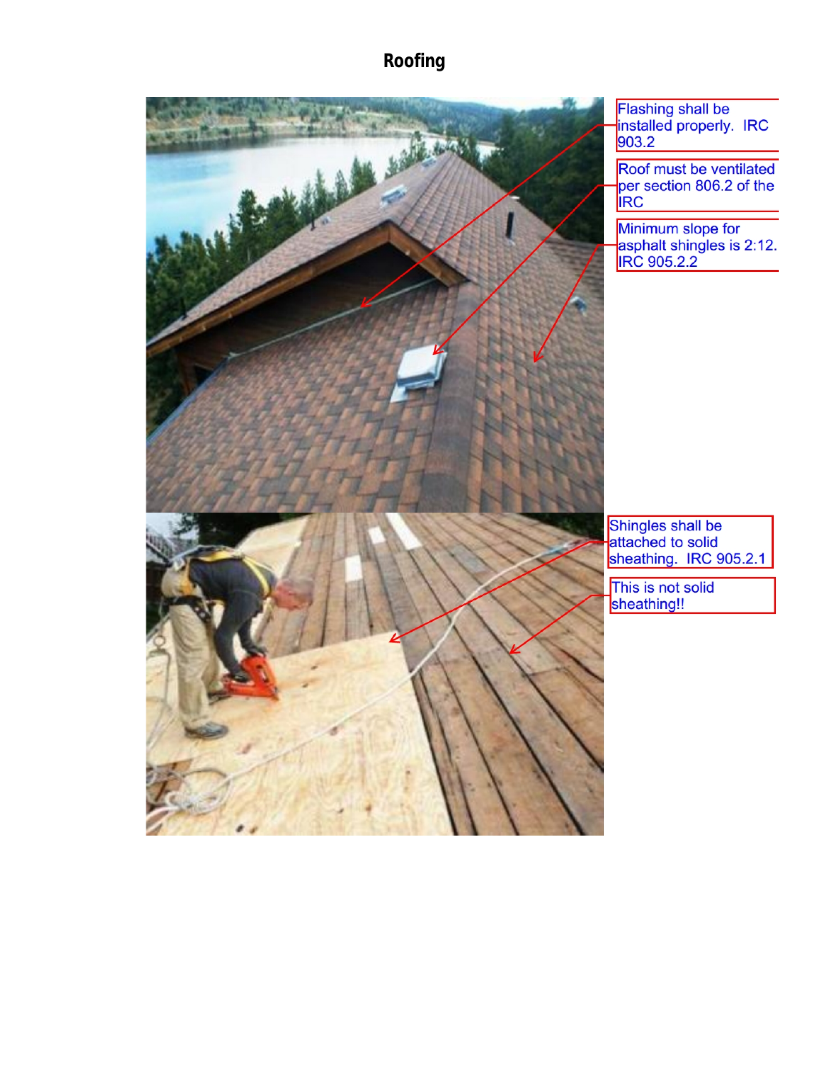# Roofing

Flashing shall be installed properly. IRC 903.2

Roof must be ventilated per section 806.2 of the IRC

Minimum slope for asphalt shingles is 2:12. IRC 905.2.2

Shingles shall be attached to solid sheathing. IRC 905.2.1

This is not solid sheathing!!